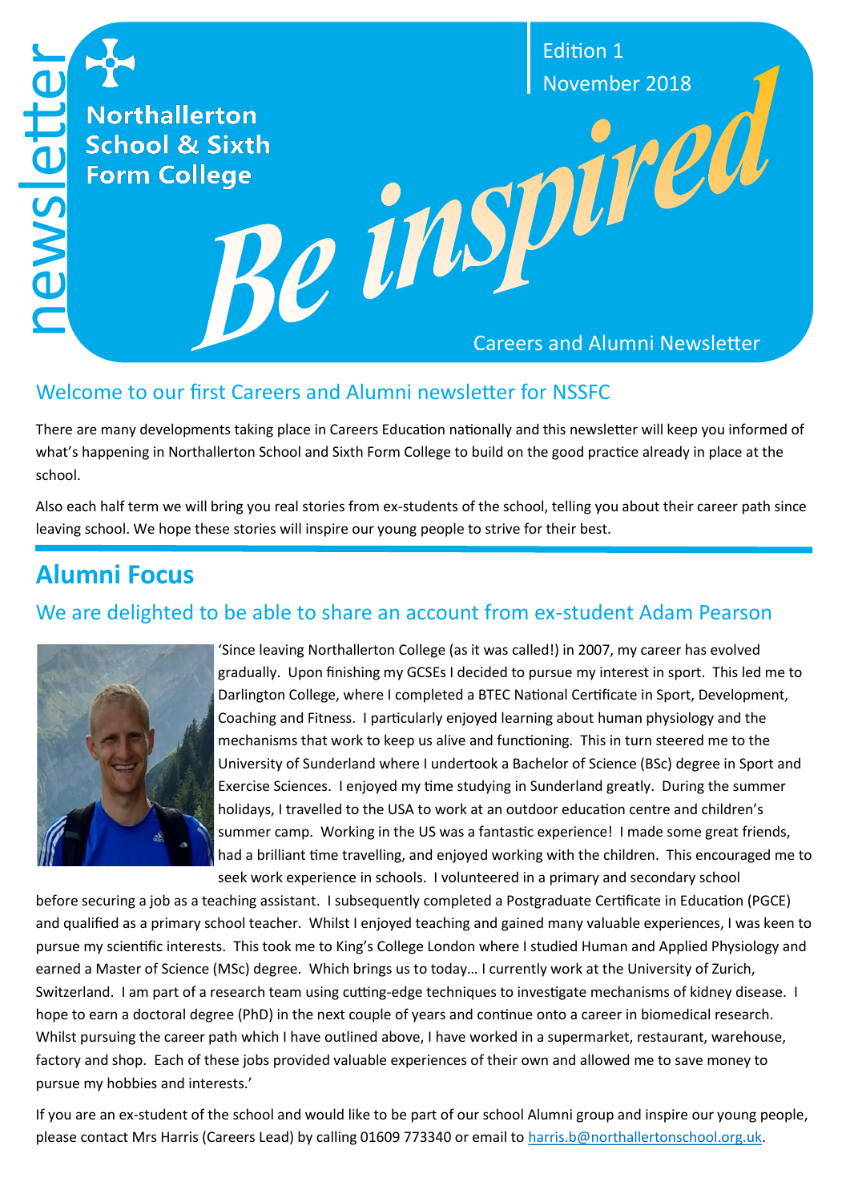newsletter

**Northallerton School & Sixth Form College**

Edition 1
November 2018

# Be inspired

Careers and Alumni Newsletter

## Welcome to our first Careers and Alumni newsletter for NSSFC

There are many developments taking place in Careers Education nationally and this newsletter will keep you informed of what's happening in Northallerton School and Sixth Form College to build on the good practice already in place at the school.

Also each half term we will bring you real stories from ex-students of the school, telling you about their career path since leaving school. We hope these stories will inspire our young people to strive for their best.

## Alumni Focus

### We are delighted to be able to share an account from ex-student Adam Pearson

'Since leaving Northallerton College (as it was called!) in 2007, my career has evolved gradually. Upon finishing my GCSEs I decided to pursue my interest in sport. This led me to Darlington College, where I completed a BTEC National Certificate in Sport, Development, Coaching and Fitness. I particularly enjoyed learning about human physiology and the mechanisms that work to keep us alive and functioning. This in turn steered me to the University of Sunderland where I undertook a Bachelor of Science (BSc) degree in Sport and Exercise Sciences. I enjoyed my time studying in Sunderland greatly. During the summer holidays, I travelled to the USA to work at an outdoor education centre and children's summer camp. Working in the US was a fantastic experience! I made some great friends, had a brilliant time travelling, and enjoyed working with the children. This encouraged me to seek work experience in schools. I volunteered in a primary and secondary school before securing a job as a teaching assistant. I subsequently completed a Postgraduate Certificate in Education (PGCE) and qualified as a primary school teacher. Whilst I enjoyed teaching and gained many valuable experiences, I was keen to pursue my scientific interests. This took me to King's College London where I studied Human and Applied Physiology and earned a Master of Science (MSc) degree. Which brings us to today… I currently work at the University of Zurich, Switzerland. I am part of a research team using cutting-edge techniques to investigate mechanisms of kidney disease. I hope to earn a doctoral degree (PhD) in the next couple of years and continue onto a career in biomedical research. Whilst pursuing the career path which I have outlined above, I have worked in a supermarket, restaurant, warehouse, factory and shop. Each of these jobs provided valuable experiences of their own and allowed me to save money to pursue my hobbies and interests.'

If you are an ex-student of the school and would like to be part of our school Alumni group and inspire our young people, please contact Mrs Harris (Careers Lead) by calling 01609 773340 or email to harris.b@northallertonschool.org.uk.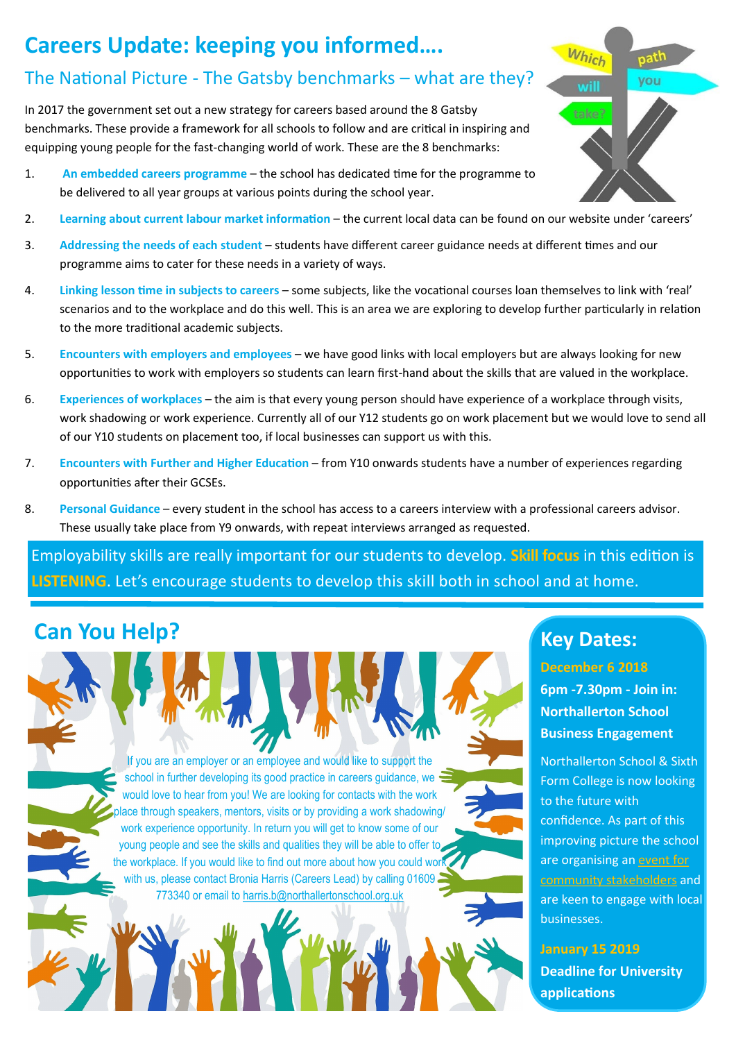# Careers Update: keeping you informed….

## The National Picture - The Gatsby benchmarks – what are they?

In 2017 the government set out a new strategy for careers based around the 8 Gatsby benchmarks. These provide a framework for all schools to follow and are critical in inspiring and equipping young people for the fast-changing world of work. These are the 8 benchmarks:

1. **An embedded careers programme** – the school has dedicated time for the programme to be delivered to all year groups at various points during the school year.
2. **Learning about current labour market information** – the current local data can be found on our website under 'careers'
3. **Addressing the needs of each student** – students have different career guidance needs at different times and our programme aims to cater for these needs in a variety of ways.
4. **Linking lesson time in subjects to careers** – some subjects, like the vocational courses loan themselves to link with 'real' scenarios and to the workplace and do this well. This is an area we are exploring to develop further particularly in relation to the more traditional academic subjects.
5. **Encounters with employers and employees** – we have good links with local employers but are always looking for new opportunities to work with employers so students can learn first-hand about the skills that are valued in the workplace.
6. **Experiences of workplaces** – the aim is that every young person should have experience of a workplace through visits, work shadowing or work experience. Currently all of our Y12 students go on work placement but we would love to send all of our Y10 students on placement too, if local businesses can support us with this.
7. **Encounters with Further and Higher Education** – from Y10 onwards students have a number of experiences regarding opportunities after their GCSEs.
8. **Personal Guidance** – every student in the school has access to a careers interview with a professional careers advisor. These usually take place from Y9 onwards, with repeat interviews arranged as requested.

Employability skills are really important for our students to develop. **Skill focus** in this edition is **LISTENING**. Let's encourage students to develop this skill both in school and at home.

## Can You Help?

If you are an employer or an employee and would like to support the school in further developing its good practice in careers guidance, we would love to hear from you! We are looking for contacts with the work place through speakers, mentors, visits or by providing a work shadowing/ work experience opportunity. In return you will get to know some of our young people and see the skills and qualities they will be able to offer to the workplace. If you would like to find out more about how you could work with us, please contact Bronia Harris (Careers Lead) by calling 01609 773340 or email to harris.b@northallertonschool.org.uk

## Key Dates:

**December 6 2018**

**6pm -7.30pm - Join in: Northallerton School Business Engagement**

Northallerton School & Sixth Form College is now looking to the future with confidence. As part of this improving picture the school are organising an event for community stakeholders and are keen to engage with local businesses.

**January 15 2019**

**Deadline for University applications**